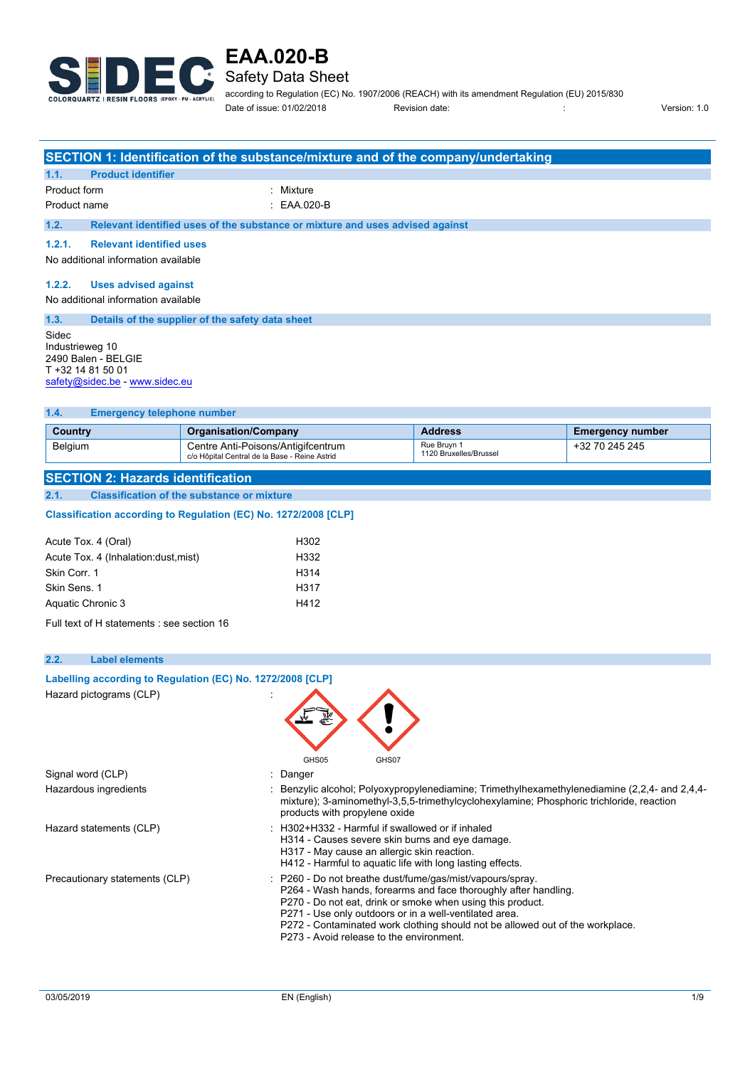# EAA.020-B

## Safety Data Sheet

according to Regulation (EC) No. 1907/2006 (REACH) with its amendment Regulation (EU) 2015/830

Date of issue: 01/02/2018 Revision date: : Version: 1.0

## SECTION 1: Identification of the substance/mixture and of the company/undertaking

### 1.1. Product identifier

Product form : Mixture

Product name : EAA.020-B

### 1.2. Relevant identified uses of the substance or mixture and uses advised against

#### 1.2.1. Relevant identified uses

No additional information available

#### 1.2.2. Uses advised against

No additional information available

### 1.3. Details of the supplier of the safety data sheet

Sidec
Industrieweg 10
2490 Balen - BELGIE
T +32 14 81 50 01
safety@sidec.be - www.sidec.eu

### 1.4. Emergency telephone number

| Country | Organisation/Company | Address | Emergency number |
|---|---|---|---|
| Belgium | Centre Anti-Poisons/Antigifcentrum c/o Hôpital Central de la Base - Reine Astrid | Rue Bruyn 1 1120 Bruxelles/Brussel | +32 70 245 245 |

## SECTION 2: Hazards identification

### 2.1. Classification of the substance or mixture

**Classification according to Regulation (EC) No. 1272/2008 [CLP]**

| | |
|---|---|
| Acute Tox. 4 (Oral) | H302 |
| Acute Tox. 4 (Inhalation:dust,mist) | H332 |
| Skin Corr. 1 | H314 |
| Skin Sens. 1 | H317 |
| Aquatic Chronic 3 | H412 |

Full text of H statements : see section 16

### 2.2. Label elements

**Labelling according to Regulation (EC) No. 1272/2008 [CLP]**

Hazard pictograms (CLP) :

GHS05 GHS07

Signal word (CLP) : Danger

Hazardous ingredients : Benzylic alcohol; Polyoxypropylenediamine; Trimethylhexamethylenediamine (2,2,4- and 2,4,4-mixture); 3-aminomethyl-3,5,5-trimethylcyclohexylamine; Phosphoric trichloride, reaction products with propylene oxide

Hazard statements (CLP) : H302+H332 - Harmful if swallowed or if inhaled
H314 - Causes severe skin burns and eye damage.
H317 - May cause an allergic skin reaction.
H412 - Harmful to aquatic life with long lasting effects.

Precautionary statements (CLP) : P260 - Do not breathe dust/fume/gas/mist/vapours/spray.
P264 - Wash hands, forearms and face thoroughly after handling.
P270 - Do not eat, drink or smoke when using this product.
P271 - Use only outdoors or in a well-ventilated area.
P272 - Contaminated work clothing should not be allowed out of the workplace.
P273 - Avoid release to the environment.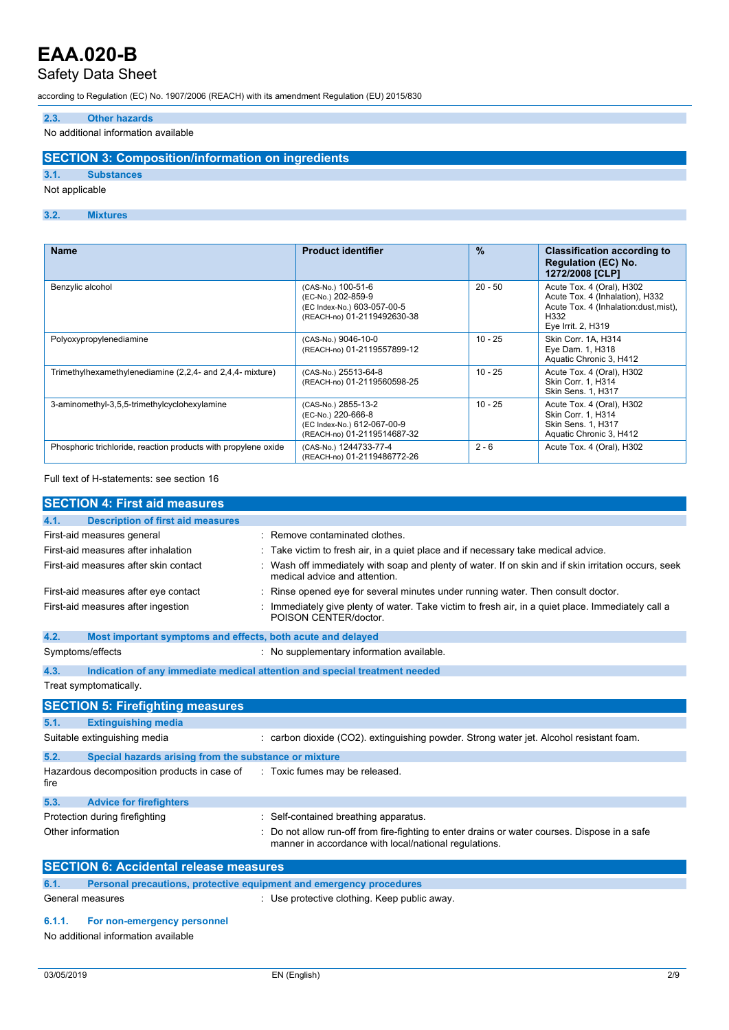### 2.3. Other hazards

No additional information available

## SECTION 3: Composition/information on ingredients

### 3.1. Substances

Not applicable

### 3.2. Mixtures

| Name | Product identifier | % | Classification according to Regulation (EC) No. 1272/2008 [CLP] |
|---|---|---|---|
| Benzylic alcohol | (CAS-No.) 100-51-6<br>(EC-No.) 202-859-9<br>(EC Index-No.) 603-057-00-5<br>(REACH-no) 01-2119492630-38 | 20 - 50 | Acute Tox. 4 (Oral), H302<br>Acute Tox. 4 (Inhalation), H332<br>Acute Tox. 4 (Inhalation:dust,mist), H332<br>Eye Irrit. 2, H319 |
| Polyoxypropylenediamine | (CAS-No.) 9046-10-0<br>(REACH-no) 01-2119557899-12 | 10 - 25 | Skin Corr. 1A, H314<br>Eye Dam. 1, H318<br>Aquatic Chronic 3, H412 |
| Trimethylhexamethylenediamine (2,2,4- and 2,4,4- mixture) | (CAS-No.) 25513-64-8<br>(REACH-no) 01-2119560598-25 | 10 - 25 | Acute Tox. 4 (Oral), H302<br>Skin Corr. 1, H314<br>Skin Sens. 1, H317 |
| 3-aminomethyl-3,5,5-trimethylcyclohexylamine | (CAS-No.) 2855-13-2<br>(EC-No.) 220-666-8<br>(EC Index-No.) 612-067-00-9<br>(REACH-no) 01-2119514687-32 | 10 - 25 | Acute Tox. 4 (Oral), H302<br>Skin Corr. 1, H314<br>Skin Sens. 1, H317<br>Aquatic Chronic 3, H412 |
| Phosphoric trichloride, reaction products with propylene oxide | (CAS-No.) 1244733-77-4<br>(REACH-no) 01-2119486772-26 | 2 - 6 | Acute Tox. 4 (Oral), H302 |

Full text of H-statements: see section 16

## SECTION 4: First aid measures

### 4.1. Description of first aid measures

First-aid measures general : Remove contaminated clothes.

First-aid measures after inhalation : Take victim to fresh air, in a quiet place and if necessary take medical advice.

First-aid measures after skin contact : Wash off immediately with soap and plenty of water. If on skin and if skin irritation occurs, seek medical advice and attention.

First-aid measures after eye contact : Rinse opened eye for several minutes under running water. Then consult doctor.

First-aid measures after ingestion : Immediately give plenty of water. Take victim to fresh air, in a quiet place. Immediately call a POISON CENTER/doctor.

### 4.2. Most important symptoms and effects, both acute and delayed

Symptoms/effects : No supplementary information available.

### 4.3. Indication of any immediate medical attention and special treatment needed

Treat symptomatically.

## SECTION 5: Firefighting measures

### 5.1. Extinguishing media

Suitable extinguishing media : carbon dioxide ($CO_2$). extinguishing powder. Strong water jet. Alcohol resistant foam.

### 5.2. Special hazards arising from the substance or mixture

Hazardous decomposition products in case of fire : Toxic fumes may be released.

### 5.3. Advice for firefighters

Protection during firefighting : Self-contained breathing apparatus.

Other information : Do not allow run-off from fire-fighting to enter drains or water courses. Dispose in a safe manner in accordance with local/national regulations.

## SECTION 6: Accidental release measures

### 6.1. Personal precautions, protective equipment and emergency procedures

General measures : Use protective clothing. Keep public away.

#### 6.1.1. For non-emergency personnel

No additional information available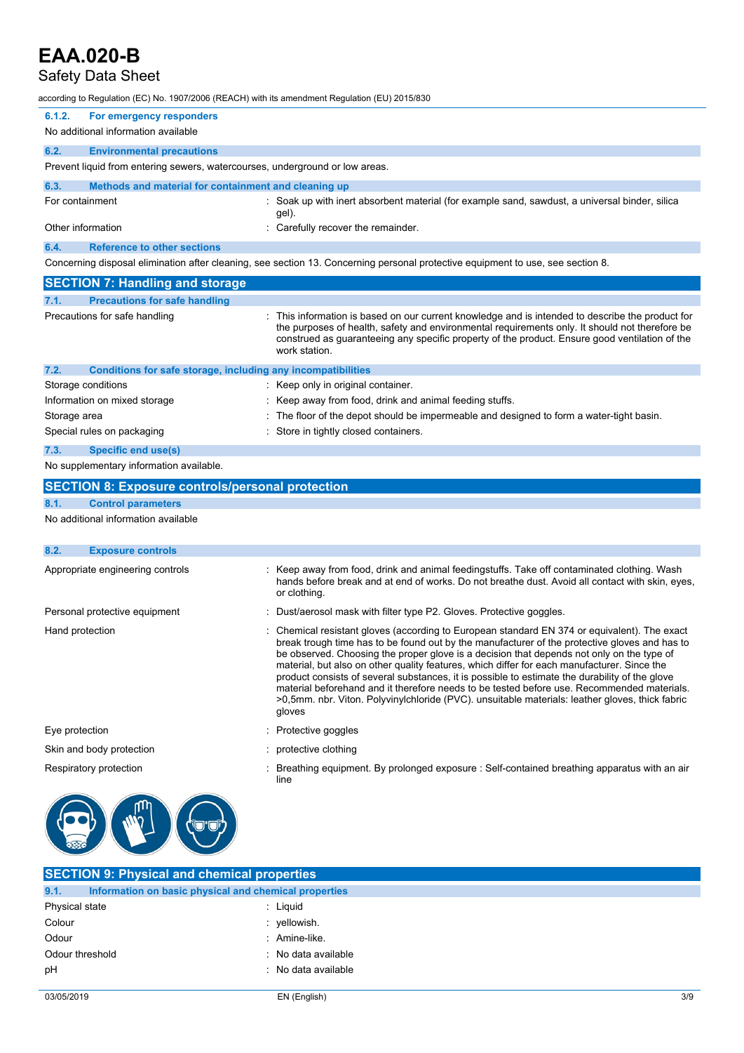#### 6.1.2. For emergency responders

No additional information available

### 6.2. Environmental precautions

Prevent liquid from entering sewers, watercourses, underground or low areas.

### 6.3. Methods and material for containment and cleaning up

| | |
|---|---|
| For containment | : Soak up with inert absorbent material (for example sand, sawdust, a universal binder, silica gel). |
| Other information | : Carefully recover the remainder. |

### 6.4. Reference to other sections

Concerning disposal elimination after cleaning, see section 13. Concerning personal protective equipment to use, see section 8.

## SECTION 7: Handling and storage

### 7.1. Precautions for safe handling

| | |
|---|---|
| Precautions for safe handling | : This information is based on our current knowledge and is intended to describe the product for the purposes of health, safety and environmental requirements only. It should not therefore be construed as guaranteeing any specific property of the product. Ensure good ventilation of the work station. |

### 7.2. Conditions for safe storage, including any incompatibilities

| | |
|---|---|
| Storage conditions | : Keep only in original container. |
| Information on mixed storage | : Keep away from food, drink and animal feeding stuffs. |
| Storage area | : The floor of the depot should be impermeable and designed to form a water-tight basin. |
| Special rules on packaging | : Store in tightly closed containers. |

### 7.3. Specific end use(s)

No supplementary information available.

## SECTION 8: Exposure controls/personal protection

### 8.1. Control parameters

No additional information available

### 8.2. Exposure controls

| | |
|---|---|
| Appropriate engineering controls | : Keep away from food, drink and animal feedingstuffs. Take off contaminated clothing. Wash hands before break and at end of works. Do not breathe dust. Avoid all contact with skin, eyes, or clothing. |
| Personal protective equipment | : Dust/aerosol mask with filter type P2. Gloves. Protective goggles. |
| Hand protection | : Chemical resistant gloves (according to European standard EN 374 or equivalent). The exact break trough time has to be found out by the manufacturer of the protective gloves and has to be observed. Choosing the proper glove is a decision that depends not only on the type of material, but also on other quality features, which differ for each manufacturer. Since the product consists of several substances, it is possible to estimate the durability of the glove material beforehand and it therefore needs to be tested before use. Recommended materials. >0,5mm. nbr. Viton. Polyvinylchloride (PVC). unsuitable materials: leather gloves, thick fabric gloves |
| Eye protection | : Protective goggles |
| Skin and body protection | : protective clothing |
| Respiratory protection | : Breathing equipment. By prolonged exposure : Self-contained breathing apparatus with an air line |

## SECTION 9: Physical and chemical properties

### 9.1. Information on basic physical and chemical properties

| | |
|---|---|
| Physical state | : Liquid |
| Colour | : yellowish. |
| Odour | : Amine-like. |
| Odour threshold | : No data available |
| pH | : No data available |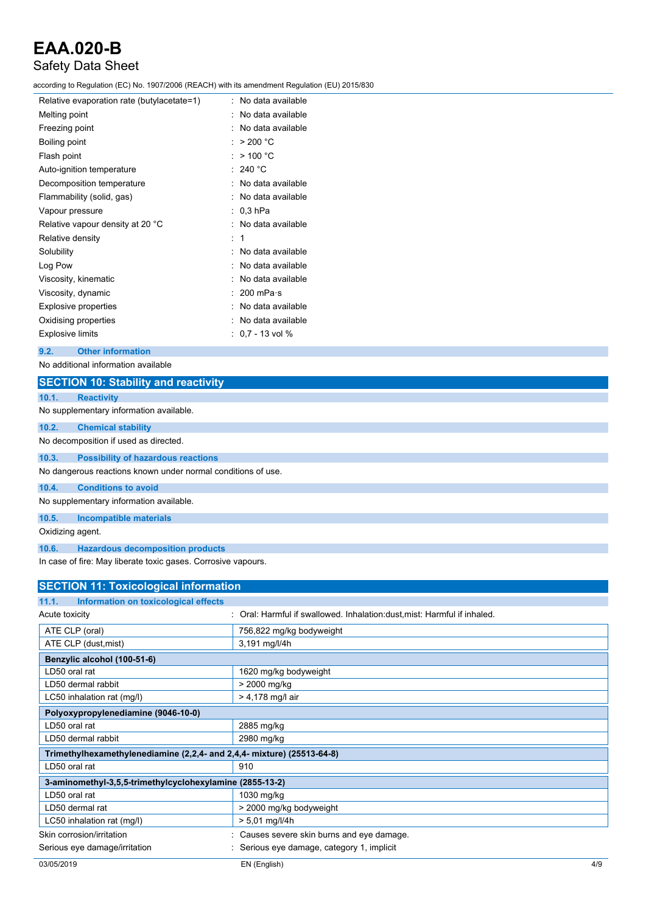| | |
|---|---|
| Relative evaporation rate (butylacetate=1) | : No data available |
| Melting point | : No data available |
| Freezing point | : No data available |
| Boiling point | : > 200 °C |
| Flash point | : > 100 °C |
| Auto-ignition temperature | : 240 °C |
| Decomposition temperature | : No data available |
| Flammability (solid, gas) | : No data available |
| Vapour pressure | : 0,3 hPa |
| Relative vapour density at 20 °C | : No data available |
| Relative density | : 1 |
| Solubility | : No data available |
| Log Pow | : No data available |
| Viscosity, kinematic | : No data available |
| Viscosity, dynamic | : 200 mPa·s |
| Explosive properties | : No data available |
| Oxidising properties | : No data available |
| Explosive limits | : 0,7 - 13 vol % |

### 9.2. Other information

No additional information available

## SECTION 10: Stability and reactivity

### 10.1. Reactivity

No supplementary information available.

### 10.2. Chemical stability

No decomposition if used as directed.

### 10.3. Possibility of hazardous reactions

No dangerous reactions known under normal conditions of use.

### 10.4. Conditions to avoid

No supplementary information available.

### 10.5. Incompatible materials

Oxidizing agent.

### 10.6. Hazardous decomposition products

In case of fire: May liberate toxic gases. Corrosive vapours.

## SECTION 11: Toxicological information

### 11.1. Information on toxicological effects

Acute toxicity : Oral: Harmful if swallowed. Inhalation:dust,mist: Harmful if inhaled.

| | |
|---|---|
| ATE CLP (oral) | 756,822 mg/kg bodyweight |
| ATE CLP (dust,mist) | 3,191 mg/l/4h |

| **Benzylic alcohol (100-51-6)** | |
|---|---|
| LD50 oral rat | 1620 mg/kg bodyweight |
| LD50 dermal rabbit | > 2000 mg/kg |
| LC50 inhalation rat (mg/l) | > 4,178 mg/l air |

| **Polyoxypropylenediamine (9046-10-0)** | |
|---|---|
| LD50 oral rat | 2885 mg/kg |
| LD50 dermal rabbit | 2980 mg/kg |

| **Trimethylhexamethylenediamine (2,2,4- and 2,4,4- mixture) (25513-64-8)** | |
|---|---|
| LD50 oral rat | 910 |

| **3-aminomethyl-3,5,5-trimethylcyclohexylamine (2855-13-2)** | |
|---|---|
| LD50 oral rat | 1030 mg/kg |
| LD50 dermal rat | > 2000 mg/kg bodyweight |
| LC50 inhalation rat (mg/l) | > 5,01 mg/l/4h |

| | |
|---|---|
| Skin corrosion/irritation | : Causes severe skin burns and eye damage. |
| Serious eye damage/irritation | : Serious eye damage, category 1, implicit |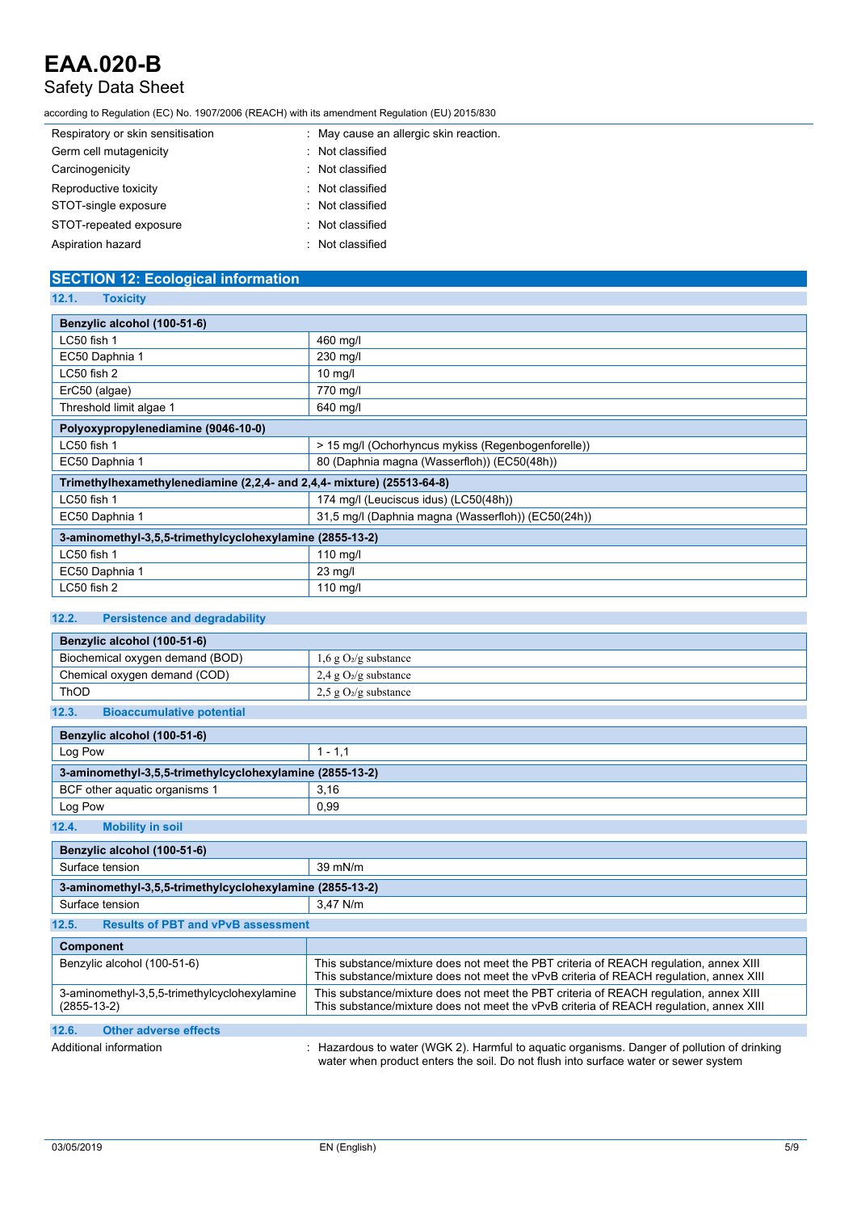| | |
|---|---|
| Respiratory or skin sensitisation | : May cause an allergic skin reaction. |
| Germ cell mutagenicity | : Not classified |
| Carcinogenicity | : Not classified |
| Reproductive toxicity | : Not classified |
| STOT-single exposure | : Not classified |
| STOT-repeated exposure | : Not classified |
| Aspiration hazard | : Not classified |

## SECTION 12: Ecological information

### 12.1. Toxicity

| Benzylic alcohol (100-51-6) | |
|---|---|
| LC50 fish 1 | 460 mg/l |
| EC50 Daphnia 1 | 230 mg/l |
| LC50 fish 2 | 10 mg/l |
| ErC50 (algae) | 770 mg/l |
| Threshold limit algae 1 | 640 mg/l |
| **Polyoxypropylenediamine (9046-10-0)** | |
| LC50 fish 1 | > 15 mg/l (Ochorhyncus mykiss (Regenbogenforelle)) |
| EC50 Daphnia 1 | 80 (Daphnia magna (Wasserfloh)) (EC50(48h)) |
| **Trimethylhexamethylenediamine (2,2,4- and 2,4,4- mixture) (25513-64-8)** | |
| LC50 fish 1 | 174 mg/l (Leuciscus idus) (LC50(48h)) |
| EC50 Daphnia 1 | 31,5 mg/l (Daphnia magna (Wasserfloh)) (EC50(24h)) |
| **3-aminomethyl-3,5,5-trimethylcyclohexylamine (2855-13-2)** | |
| LC50 fish 1 | 110 mg/l |
| EC50 Daphnia 1 | 23 mg/l |
| LC50 fish 2 | 110 mg/l |

### 12.2. Persistence and degradability

| Benzylic alcohol (100-51-6) | |
|---|---|
| Biochemical oxygen demand (BOD) | 1,6 g $O_2$/g substance |
| Chemical oxygen demand (COD) | 2,4 g $O_2$/g substance |
| ThOD | 2,5 g $O_2$/g substance |

### 12.3. Bioaccumulative potential

| Benzylic alcohol (100-51-6) | |
|---|---|
| Log Pow | 1 - 1,1 |
| **3-aminomethyl-3,5,5-trimethylcyclohexylamine (2855-13-2)** | |
| BCF other aquatic organisms 1 | 3,16 |
| Log Pow | 0,99 |

### 12.4. Mobility in soil

| Benzylic alcohol (100-51-6) | |
|---|---|
| Surface tension | 39 mN/m |
| **3-aminomethyl-3,5,5-trimethylcyclohexylamine (2855-13-2)** | |
| Surface tension | 3,47 N/m |

### 12.5. Results of PBT and vPvB assessment

| Component | |
|---|---|
| Benzylic alcohol (100-51-6) | This substance/mixture does not meet the PBT criteria of REACH regulation, annex XIII<br>This substance/mixture does not meet the vPvB criteria of REACH regulation, annex XIII |
| 3-aminomethyl-3,5,5-trimethylcyclohexylamine (2855-13-2) | This substance/mixture does not meet the PBT criteria of REACH regulation, annex XIII<br>This substance/mixture does not meet the vPvB criteria of REACH regulation, annex XIII |

### 12.6. Other adverse effects

Additional information : Hazardous to water (WGK 2). Harmful to aquatic organisms. Danger of pollution of drinking water when product enters the soil. Do not flush into surface water or sewer system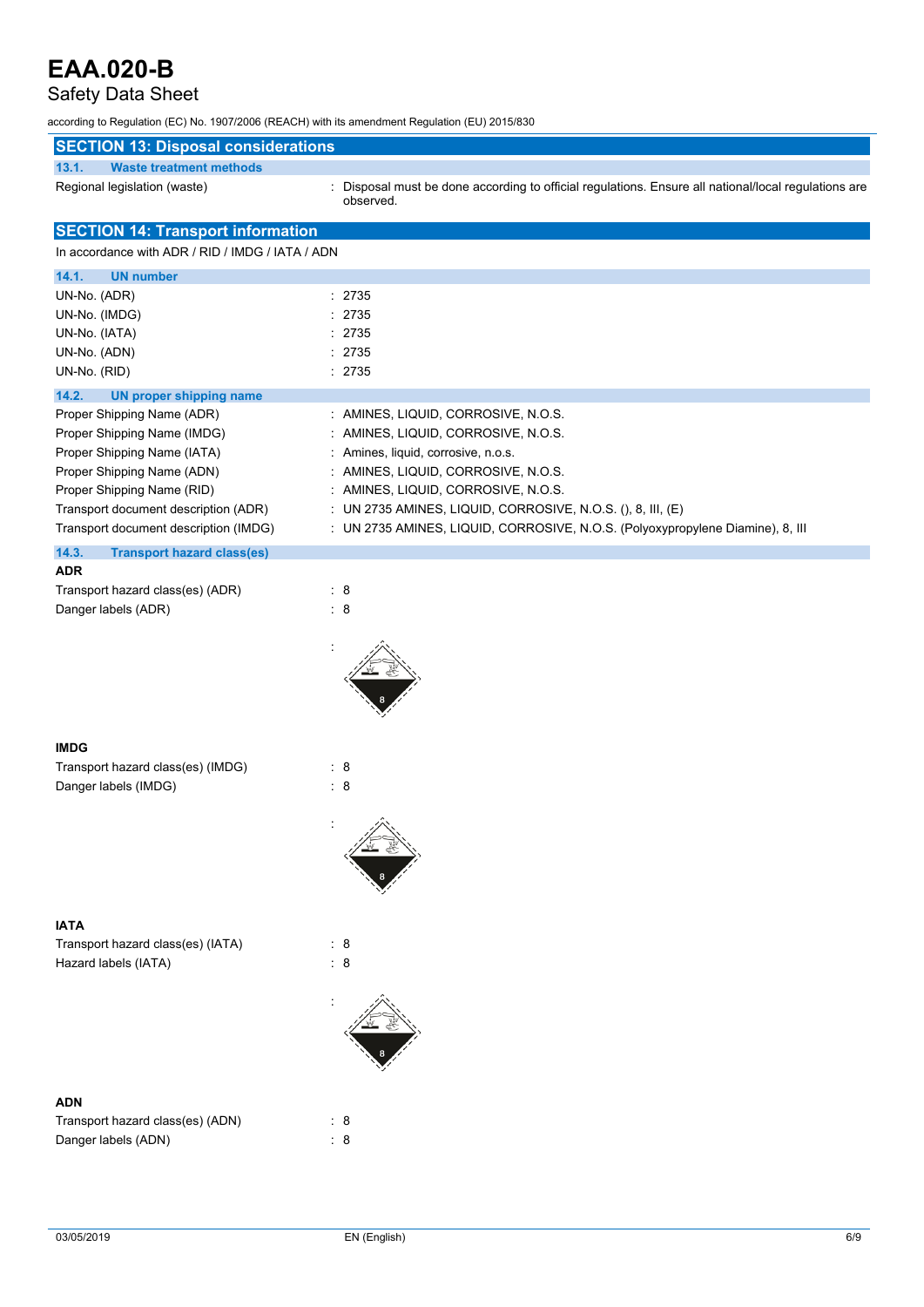# EAA.020-B

Safety Data Sheet

according to Regulation (EC) No. 1907/2006 (REACH) with its amendment Regulation (EU) 2015/830

## SECTION 13: Disposal considerations

### 13.1. Waste treatment methods

Regional legislation (waste) : Disposal must be done according to official regulations. Ensure all national/local regulations are observed.

## SECTION 14: Transport information

In accordance with ADR / RID / IMDG / IATA / ADN

### 14.1. UN number

| | |
|---|---|
| UN-No. (ADR) | : 2735 |
| UN-No. (IMDG) | : 2735 |
| UN-No. (IATA) | : 2735 |
| UN-No. (ADN) | : 2735 |
| UN-No. (RID) | : 2735 |

### 14.2. UN proper shipping name

| | |
|---|---|
| Proper Shipping Name (ADR) | : AMINES, LIQUID, CORROSIVE, N.O.S. |
| Proper Shipping Name (IMDG) | : AMINES, LIQUID, CORROSIVE, N.O.S. |
| Proper Shipping Name (IATA) | : Amines, liquid, corrosive, n.o.s. |
| Proper Shipping Name (ADN) | : AMINES, LIQUID, CORROSIVE, N.O.S. |
| Proper Shipping Name (RID) | : AMINES, LIQUID, CORROSIVE, N.O.S. |
| Transport document description (ADR) | : UN 2735 AMINES, LIQUID, CORROSIVE, N.O.S. (), 8, III, (E) |
| Transport document description (IMDG) | : UN 2735 AMINES, LIQUID, CORROSIVE, N.O.S. (Polyoxypropylene Diamine), 8, III |

### 14.3. Transport hazard class(es)

**ADR**

| | |
|---|---|
| Transport hazard class(es) (ADR) | : 8 |
| Danger labels (ADR) | : 8 |

:

**IMDG**

| | |
|---|---|
| Transport hazard class(es) (IMDG) | : 8 |
| Danger labels (IMDG) | : 8 |

:

**IATA**

| | |
|---|---|
| Transport hazard class(es) (IATA) | : 8 |
| Hazard labels (IATA) | : 8 |

:

**ADN**

| | |
|---|---|
| Transport hazard class(es) (ADN) | : 8 |
| Danger labels (ADN) | : 8 |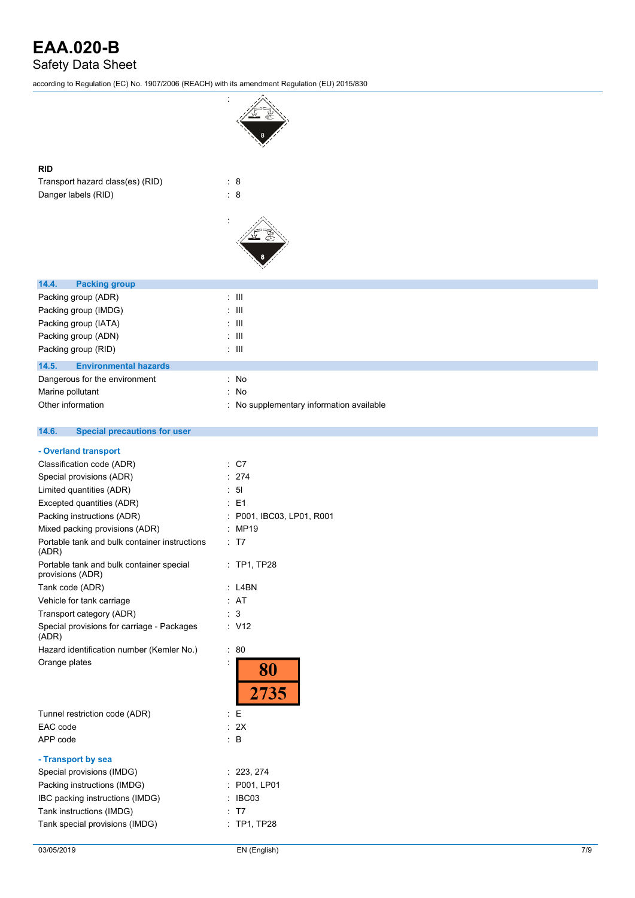:

**RID**

Transport hazard class(es) (RID) : 8

Danger labels (RID) : 8

:

### 14.4. Packing group

Packing group (ADR) : III

Packing group (IMDG) : III

Packing group (IATA) : III

Packing group (ADN) : III

Packing group (RID) : III

### 14.5. Environmental hazards

Dangerous for the environment : No

Marine pollutant : No

Other information : No supplementary information available

### 14.6. Special precautions for user

**- Overland transport**

Classification code (ADR) : C7

Special provisions (ADR) : 274

Limited quantities (ADR) : 5l

Excepted quantities (ADR) : E1

Packing instructions (ADR) : P001, IBC03, LP01, R001

Mixed packing provisions (ADR) : MP19

Portable tank and bulk container instructions (ADR) : T7

Portable tank and bulk container special provisions (ADR) : TP1, TP28

Tank code (ADR) : L4BN

Vehicle for tank carriage : AT

Transport category (ADR) : 3

Special provisions for carriage - Packages (ADR) : V12

Hazard identification number (Kemler No.) : 80

Orange plates :

| 80 |
|---|
| 2735 |

Tunnel restriction code (ADR) : E

EAC code : 2X

APP code : B

**- Transport by sea**

Special provisions (IMDG) : 223, 274

Packing instructions (IMDG) : P001, LP01

IBC packing instructions (IMDG) : IBC03

Tank instructions (IMDG) : T7

Tank special provisions (IMDG) : TP1, TP28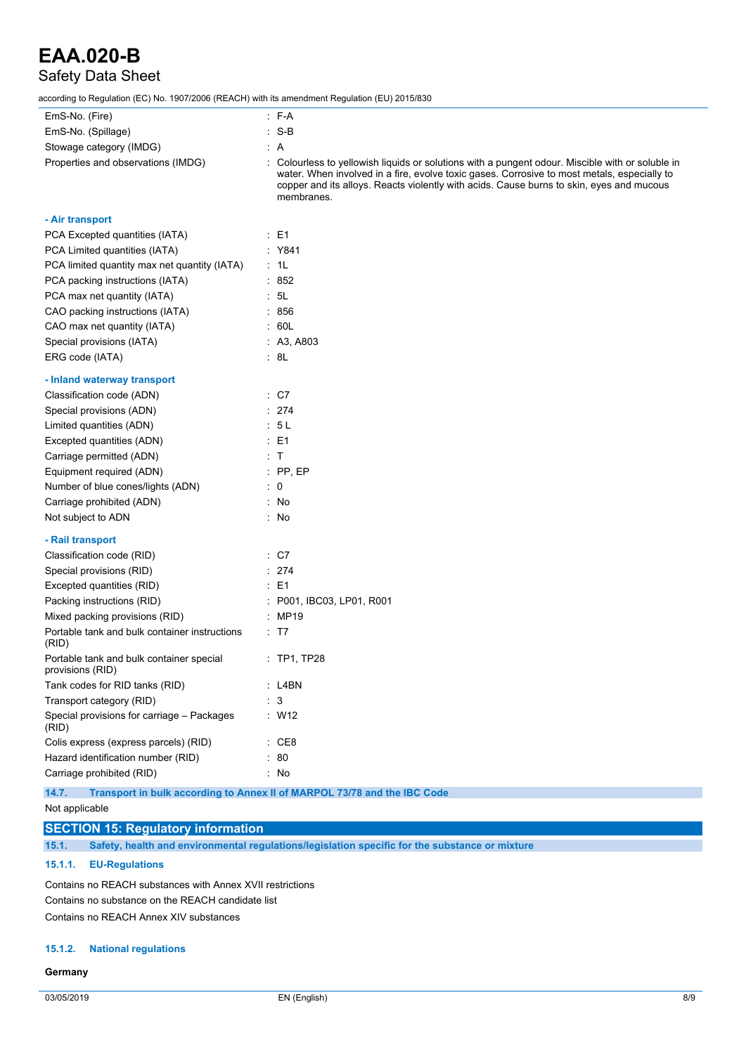| | |
|---|---|
| EmS-No. (Fire) | : F-A |
| EmS-No. (Spillage) | : S-B |
| Stowage category (IMDG) | : A |
| Properties and observations (IMDG) | : Colourless to yellowish liquids or solutions with a pungent odour. Miscible with or soluble in water. When involved in a fire, evolve toxic gases. Corrosive to most metals, especially to copper and its alloys. Reacts violently with acids. Cause burns to skin, eyes and mucous membranes. |

**- Air transport**

| | |
|---|---|
| PCA Excepted quantities (IATA) | : E1 |
| PCA Limited quantities (IATA) | : Y841 |
| PCA limited quantity max net quantity (IATA) | : 1L |
| PCA packing instructions (IATA) | : 852 |
| PCA max net quantity (IATA) | : 5L |
| CAO packing instructions (IATA) | : 856 |
| CAO max net quantity (IATA) | : 60L |
| Special provisions (IATA) | : A3, A803 |
| ERG code (IATA) | : 8L |

**- Inland waterway transport**

| | |
|---|---|
| Classification code (ADN) | : C7 |
| Special provisions (ADN) | : 274 |
| Limited quantities (ADN) | : 5 L |
| Excepted quantities (ADN) | : E1 |
| Carriage permitted (ADN) | : T |
| Equipment required (ADN) | : PP, EP |
| Number of blue cones/lights (ADN) | : 0 |
| Carriage prohibited (ADN) | : No |
| Not subject to ADN | : No |

**- Rail transport**

| | |
|---|---|
| Classification code (RID) | : C7 |
| Special provisions (RID) | : 274 |
| Excepted quantities (RID) | : E1 |
| Packing instructions (RID) | : P001, IBC03, LP01, R001 |
| Mixed packing provisions (RID) | : MP19 |
| Portable tank and bulk container instructions (RID) | : T7 |
| Portable tank and bulk container special provisions (RID) | : TP1, TP28 |
| Tank codes for RID tanks (RID) | : L4BN |
| Transport category (RID) | : 3 |
| Special provisions for carriage – Packages (RID) | : W12 |
| Colis express (express parcels) (RID) | : CE8 |
| Hazard identification number (RID) | : 80 |
| Carriage prohibited (RID) | : No |

### 14.7. Transport in bulk according to Annex II of MARPOL 73/78 and the IBC Code

Not applicable

## SECTION 15: Regulatory information

### 15.1. Safety, health and environmental regulations/legislation specific for the substance or mixture

#### 15.1.1. EU-Regulations

Contains no REACH substances with Annex XVII restrictions

Contains no substance on the REACH candidate list

Contains no REACH Annex XIV substances

#### 15.1.2. National regulations

**Germany**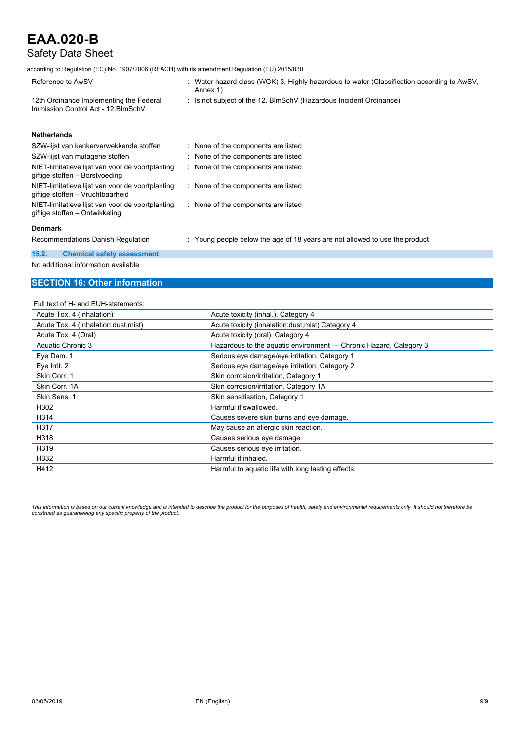| | |
|---|---|
| Reference to AwSV | : Water hazard class (WGK) 3, Highly hazardous to water (Classification according to AwSV, Annex 1) |
| 12th Ordinance Implementing the Federal Immission Control Act - 12.BImSchV | : Is not subject of the 12. BImSchV (Hazardous Incident Ordinance) |

**Netherlands**

| | |
|---|---|
| SZW-lijst van kankerverwekkende stoffen | : None of the components are listed |
| SZW-lijst van mutagene stoffen | : None of the components are listed |
| NIET-limitatieve lijst van voor de voortplanting giftige stoffen – Borstvoeding | : None of the components are listed |
| NIET-limitatieve lijst van voor de voortplanting giftige stoffen – Vruchtbaarheid | : None of the components are listed |
| NIET-limitatieve lijst van voor de voortplanting giftige stoffen – Ontwikkeling | : None of the components are listed |

**Denmark**

| | |
|---|---|
| Recommendations Danish Regulation | : Young people below the age of 18 years are not allowed to use the product |

### 15.2. Chemical safety assessment

No additional information available

## SECTION 16: Other information

Full text of H- and EUH-statements:

| | |
|---|---|
| Acute Tox. 4 (Inhalation) | Acute toxicity (inhal.), Category 4 |
| Acute Tox. 4 (Inhalation:dust,mist) | Acute toxicity (inhalation:dust,mist) Category 4 |
| Acute Tox. 4 (Oral) | Acute toxicity (oral), Category 4 |
| Aquatic Chronic 3 | Hazardous to the aquatic environment — Chronic Hazard, Category 3 |
| Eye Dam. 1 | Serious eye damage/eye irritation, Category 1 |
| Eye Irrit. 2 | Serious eye damage/eye irritation, Category 2 |
| Skin Corr. 1 | Skin corrosion/irritation, Category 1 |
| Skin Corr. 1A | Skin corrosion/irritation, Category 1A |
| Skin Sens. 1 | Skin sensitisation, Category 1 |
| H302 | Harmful if swallowed. |
| H314 | Causes severe skin burns and eye damage. |
| H317 | May cause an allergic skin reaction. |
| H318 | Causes serious eye damage. |
| H319 | Causes serious eye irritation. |
| H332 | Harmful if inhaled. |
| H412 | Harmful to aquatic life with long lasting effects. |

*This information is based on our current knowledge and is intended to describe the product for the purposes of health, safety and environmental requirements only. It should not therefore be construed as guaranteeing any specific property of the product.*